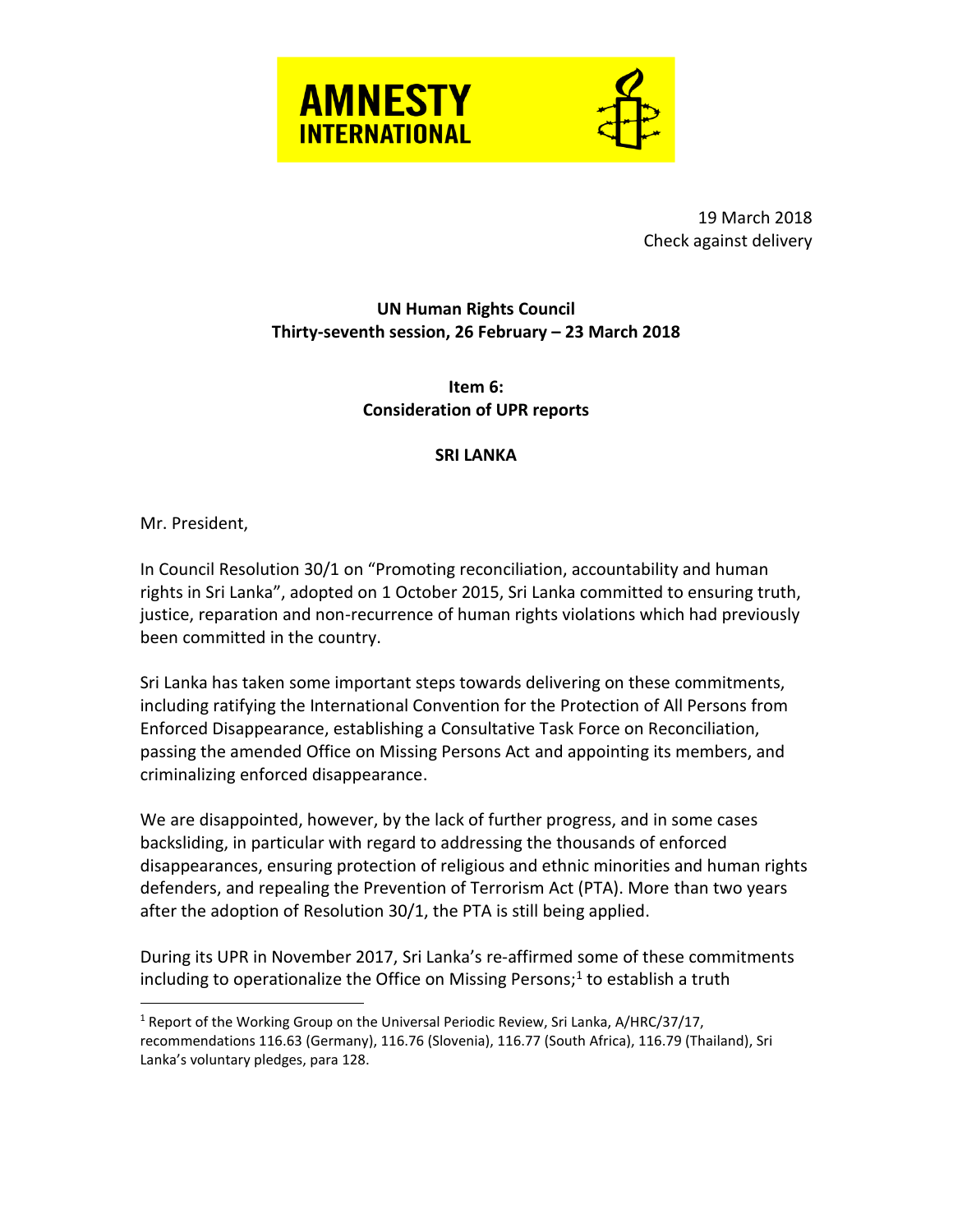AMNESTY INTERNATIONAL

19 March 2018
Check against delivery

**UN Human Rights Council**
**Thirty-seventh session, 26 February – 23 March 2018**

**Item 6:**
**Consideration of UPR reports**

**SRI LANKA**

Mr. President,

In Council Resolution 30/1 on "Promoting reconciliation, accountability and human rights in Sri Lanka", adopted on 1 October 2015, Sri Lanka committed to ensuring truth, justice, reparation and non-recurrence of human rights violations which had previously been committed in the country.

Sri Lanka has taken some important steps towards delivering on these commitments, including ratifying the International Convention for the Protection of All Persons from Enforced Disappearance, establishing a Consultative Task Force on Reconciliation, passing the amended Office on Missing Persons Act and appointing its members, and criminalizing enforced disappearance.

We are disappointed, however, by the lack of further progress, and in some cases backsliding, in particular with regard to addressing the thousands of enforced disappearances, ensuring protection of religious and ethnic minorities and human rights defenders, and repealing the Prevention of Terrorism Act (PTA). More than two years after the adoption of Resolution 30/1, the PTA is still being applied.

During its UPR in November 2017, Sri Lanka's re-affirmed some of these commitments including to operationalize the Office on Missing Persons;[1] to establish a truth

---

[1] Report of the Working Group on the Universal Periodic Review, Sri Lanka, A/HRC/37/17, recommendations 116.63 (Germany), 116.76 (Slovenia), 116.77 (South Africa), 116.79 (Thailand), Sri Lanka's voluntary pledges, para 128.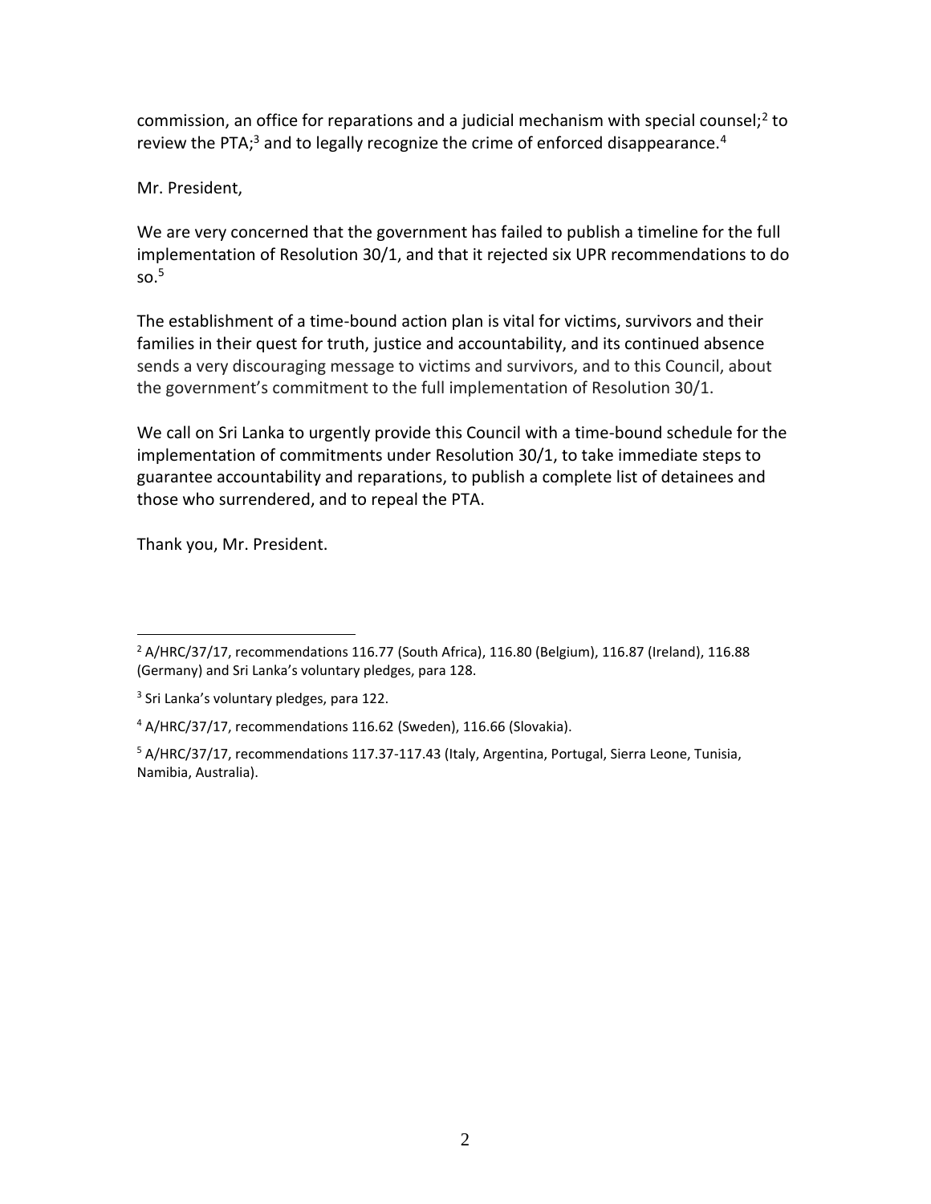commission, an office for reparations and a judicial mechanism with special counsel;[2] to review the PTA;[3] and to legally recognize the crime of enforced disappearance.[4]

Mr. President,

We are very concerned that the government has failed to publish a timeline for the full implementation of Resolution 30/1, and that it rejected six UPR recommendations to do so.[5]

The establishment of a time-bound action plan is vital for victims, survivors and their families in their quest for truth, justice and accountability, and its continued absence sends a very discouraging message to victims and survivors, and to this Council, about the government's commitment to the full implementation of Resolution 30/1.

We call on Sri Lanka to urgently provide this Council with a time-bound schedule for the implementation of commitments under Resolution 30/1, to take immediate steps to guarantee accountability and reparations, to publish a complete list of detainees and those who surrendered, and to repeal the PTA.

Thank you, Mr. President.

---

[2] A/HRC/37/17, recommendations 116.77 (South Africa), 116.80 (Belgium), 116.87 (Ireland), 116.88 (Germany) and Sri Lanka's voluntary pledges, para 128.

[3] Sri Lanka's voluntary pledges, para 122.

[4] A/HRC/37/17, recommendations 116.62 (Sweden), 116.66 (Slovakia).

[5] A/HRC/37/17, recommendations 117.37-117.43 (Italy, Argentina, Portugal, Sierra Leone, Tunisia, Namibia, Australia).